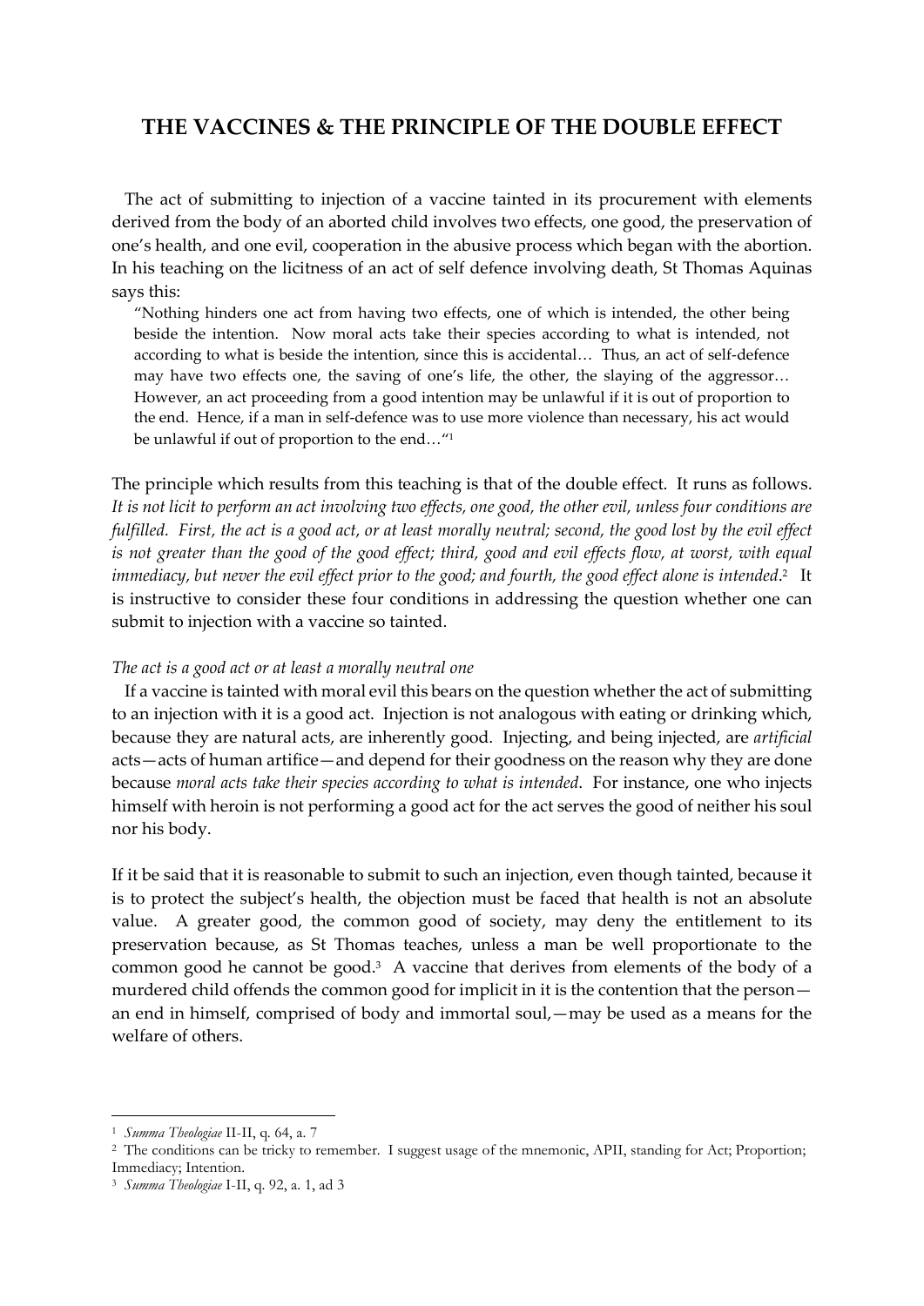# THE VACCINES & THE PRINCIPLE OF THE DOUBLE EFFECT

The act of submitting to injection of a vaccine tainted in its procurement with elements derived from the body of an aborted child involves two effects, one good, the preservation of one's health, and one evil, cooperation in the abusive process which began with the abortion. In his teaching on the licitness of an act of self defence involving death, St Thomas Aquinas says this:

> "Nothing hinders one act from having two effects, one of which is intended, the other being beside the intention. Now moral acts take their species according to what is intended, not according to what is beside the intention, since this is accidental… Thus, an act of self-defence may have two effects one, the saving of one's life, the other, the slaying of the aggressor… However, an act proceeding from a good intention may be unlawful if it is out of proportion to the end. Hence, if a man in self-defence was to use more violence than necessary, his act would be unlawful if out of proportion to the end…"[1]

The principle which results from this teaching is that of the double effect. It runs as follows. *It is not licit to perform an act involving two effects, one good, the other evil, unless four conditions are fulfilled. First, the act is a good act, or at least morally neutral; second, the good lost by the evil effect is not greater than the good of the good effect; third, good and evil effects flow, at worst, with equal immediacy, but never the evil effect prior to the good; and fourth, the good effect alone is intended*.[2] It is instructive to consider these four conditions in addressing the question whether one can submit to injection with a vaccine so tainted.

*The act is a good act or at least a morally neutral one*

If a vaccine is tainted with moral evil this bears on the question whether the act of submitting to an injection with it is a good act. Injection is not analogous with eating or drinking which, because they are natural acts, are inherently good. Injecting, and being injected, are *artificial* acts—acts of human artifice—and depend for their goodness on the reason why they are done because *moral acts take their species according to what is intended*. For instance, one who injects himself with heroin is not performing a good act for the act serves the good of neither his soul nor his body.

If it be said that it is reasonable to submit to such an injection, even though tainted, because it is to protect the subject's health, the objection must be faced that health is not an absolute value. A greater good, the common good of society, may deny the entitlement to its preservation because, as St Thomas teaches, unless a man be well proportionate to the common good he cannot be good.[3] A vaccine that derives from elements of the body of a murdered child offends the common good for implicit in it is the contention that the person—an end in himself, comprised of body and immortal soul,—may be used as a means for the welfare of others.

---

[1] *Summa Theologiae* II-II, q. 64, a. 7

[2] The conditions can be tricky to remember. I suggest usage of the mnemonic, APII, standing for Act; Proportion; Immediacy; Intention.

[3] *Summa Theologiae* I-II, q. 92, a. 1, ad 3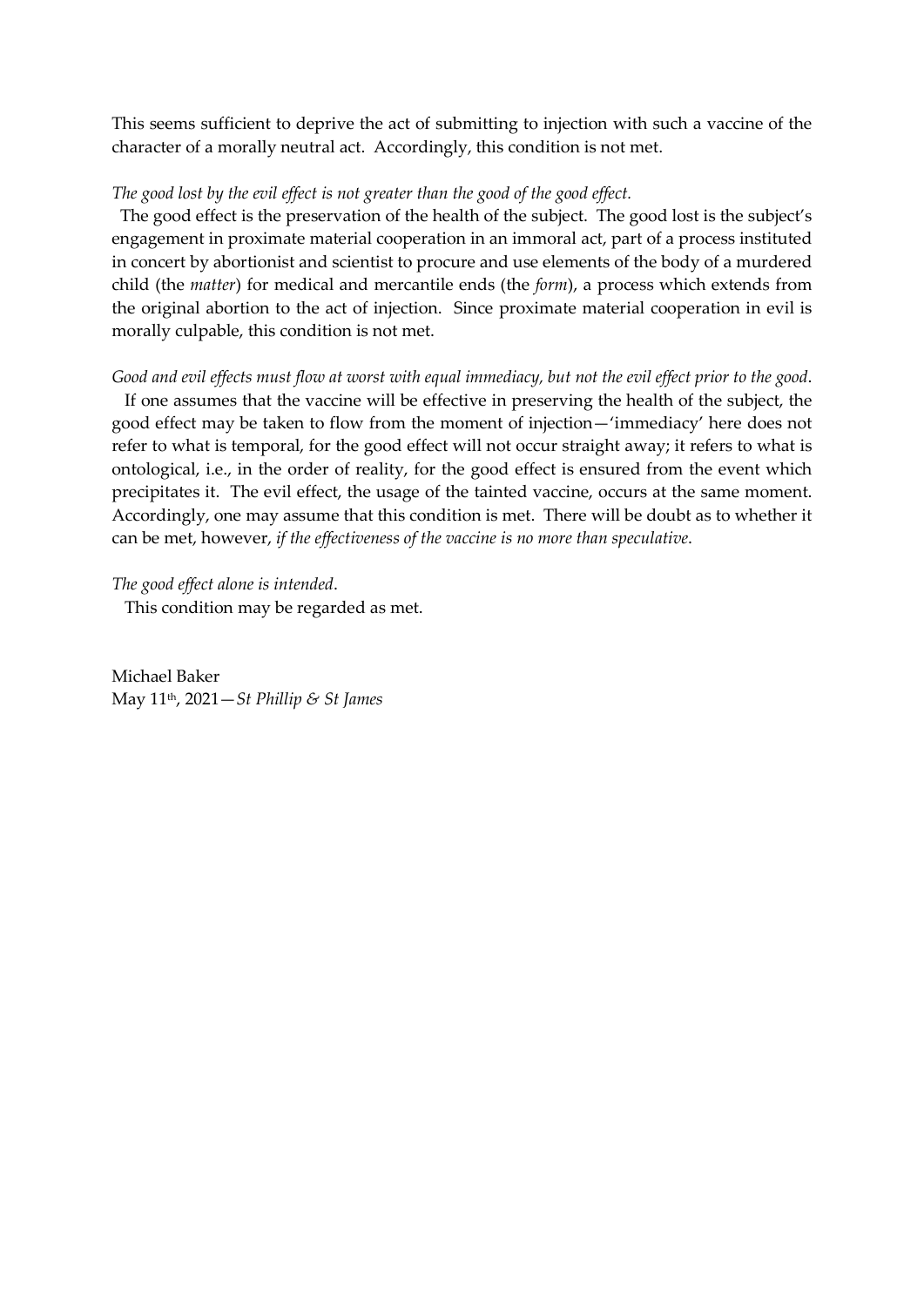This seems sufficient to deprive the act of submitting to injection with such a vaccine of the character of a morally neutral act. Accordingly, this condition is not met.

*The good lost by the evil effect is not greater than the good of the good effect.*

The good effect is the preservation of the health of the subject. The good lost is the subject's engagement in proximate material cooperation in an immoral act, part of a process instituted in concert by abortionist and scientist to procure and use elements of the body of a murdered child (the *matter*) for medical and mercantile ends (the *form*), a process which extends from the original abortion to the act of injection. Since proximate material cooperation in evil is morally culpable, this condition is not met.

*Good and evil effects must flow at worst with equal immediacy, but not the evil effect prior to the good.*

If one assumes that the vaccine will be effective in preserving the health of the subject, the good effect may be taken to flow from the moment of injection—'immediacy' here does not refer to what is temporal, for the good effect will not occur straight away; it refers to what is ontological, i.e., in the order of reality, for the good effect is ensured from the event which precipitates it. The evil effect, the usage of the tainted vaccine, occurs at the same moment. Accordingly, one may assume that this condition is met. There will be doubt as to whether it can be met, however, *if the effectiveness of the vaccine is no more than speculative*.

*The good effect alone is intended*.

This condition may be regarded as met.

Michael Baker
May 11th, 2021—*St Phillip & St James*